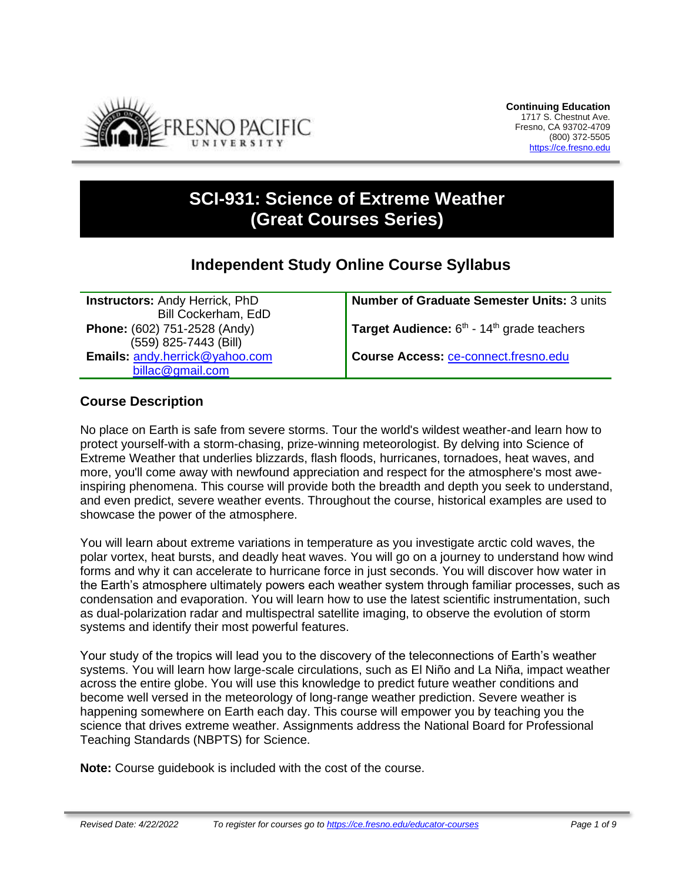**Continuing Education**
1717 S. Chestnut Ave.
Fresno, CA 93702-4709
(800) 372-5505
https://ce.fresno.edu

# SCI-931: Science of Extreme Weather (Great Courses Series)

## Independent Study Online Course Syllabus

| **Instructors:** Andy Herrick, PhD<br>Bill Cockerham, EdD<br>**Phone:** (602) 751-2528 (Andy)<br>(559) 825-7443 (Bill)<br>**Emails:** andy.herrick@yahoo.com<br>billac@gmail.com | **Number of Graduate Semester Units:** 3 units<br>**Target Audience:** 6th - 14th grade teachers<br>**Course Access:** ce-connect.fresno.edu |
|---|---|

### Course Description

No place on Earth is safe from severe storms. Tour the world's wildest weather-and learn how to protect yourself-with a storm-chasing, prize-winning meteorologist. By delving into Science of Extreme Weather that underlies blizzards, flash floods, hurricanes, tornadoes, heat waves, and more, you'll come away with newfound appreciation and respect for the atmosphere's most awe-inspiring phenomena. This course will provide both the breadth and depth you seek to understand, and even predict, severe weather events. Throughout the course, historical examples are used to showcase the power of the atmosphere.

You will learn about extreme variations in temperature as you investigate arctic cold waves, the polar vortex, heat bursts, and deadly heat waves. You will go on a journey to understand how wind forms and why it can accelerate to hurricane force in just seconds. You will discover how water in the Earth's atmosphere ultimately powers each weather system through familiar processes, such as condensation and evaporation. You will learn how to use the latest scientific instrumentation, such as dual-polarization radar and multispectral satellite imaging, to observe the evolution of storm systems and identify their most powerful features.

Your study of the tropics will lead you to the discovery of the teleconnections of Earth's weather systems. You will learn how large-scale circulations, such as El Niño and La Niña, impact weather across the entire globe. You will use this knowledge to predict future weather conditions and become well versed in the meteorology of long-range weather prediction. Severe weather is happening somewhere on Earth each day. This course will empower you by teaching you the science that drives extreme weather. Assignments address the National Board for Professional Teaching Standards (NBPTS) for Science.

**Note:** Course guidebook is included with the cost of the course.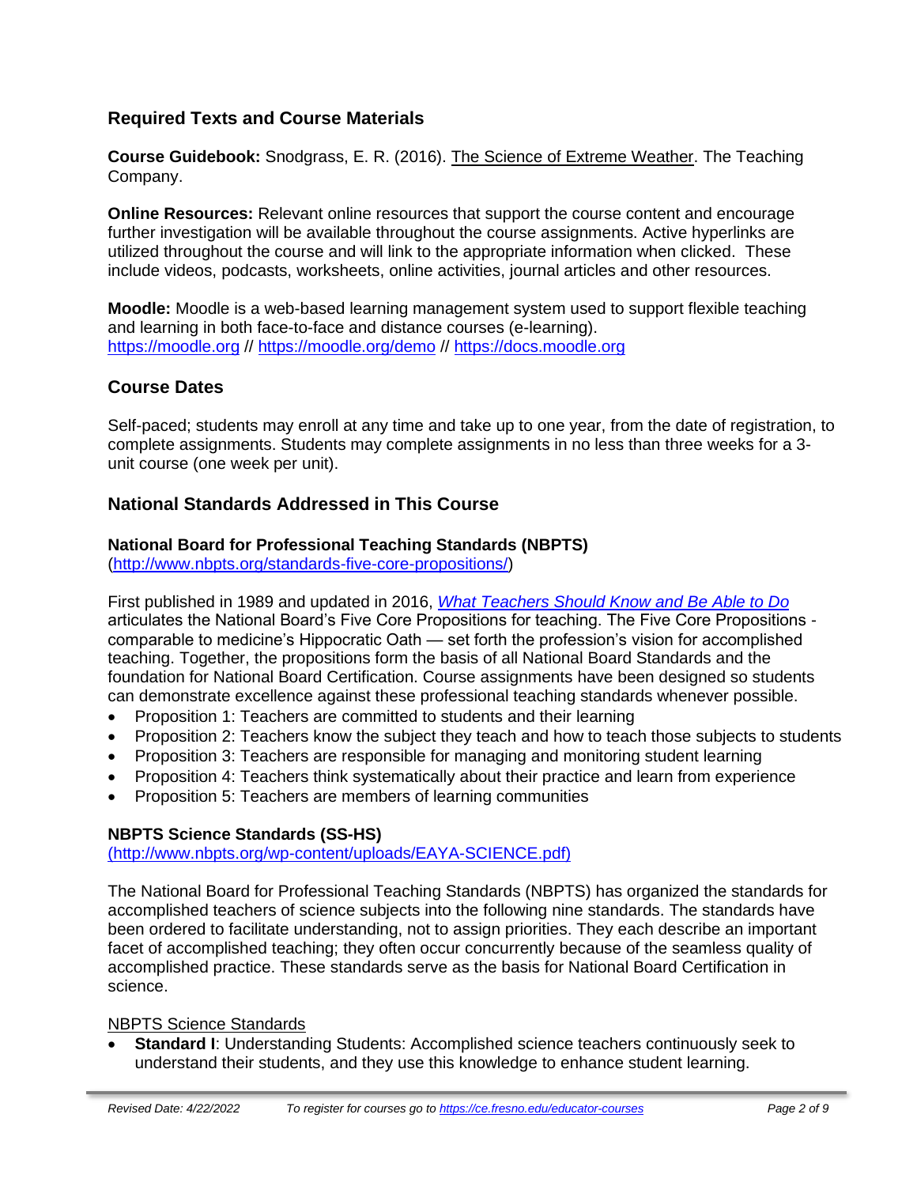## Required Texts and Course Materials

**Course Guidebook:** Snodgrass, E. R. (2016). The Science of Extreme Weather. The Teaching Company.

**Online Resources:** Relevant online resources that support the course content and encourage further investigation will be available throughout the course assignments. Active hyperlinks are utilized throughout the course and will link to the appropriate information when clicked. These include videos, podcasts, worksheets, online activities, journal articles and other resources.

**Moodle:** Moodle is a web-based learning management system used to support flexible teaching and learning in both face-to-face and distance courses (e-learning).
https://moodle.org // https://moodle.org/demo // https://docs.moodle.org

## Course Dates

Self-paced; students may enroll at any time and take up to one year, from the date of registration, to complete assignments. Students may complete assignments in no less than three weeks for a 3-unit course (one week per unit).

## National Standards Addressed in This Course

### National Board for Professional Teaching Standards (NBPTS)

(http://www.nbpts.org/standards-five-core-propositions/)

First published in 1989 and updated in 2016, *What Teachers Should Know and Be Able to Do* articulates the National Board's Five Core Propositions for teaching. The Five Core Propositions - comparable to medicine's Hippocratic Oath — set forth the profession's vision for accomplished teaching. Together, the propositions form the basis of all National Board Standards and the foundation for National Board Certification. Course assignments have been designed so students can demonstrate excellence against these professional teaching standards whenever possible.

- Proposition 1: Teachers are committed to students and their learning
- Proposition 2: Teachers know the subject they teach and how to teach those subjects to students
- Proposition 3: Teachers are responsible for managing and monitoring student learning
- Proposition 4: Teachers think systematically about their practice and learn from experience
- Proposition 5: Teachers are members of learning communities

### NBPTS Science Standards (SS-HS)

(http://www.nbpts.org/wp-content/uploads/EAYA-SCIENCE.pdf)

The National Board for Professional Teaching Standards (NBPTS) has organized the standards for accomplished teachers of science subjects into the following nine standards. The standards have been ordered to facilitate understanding, not to assign priorities. They each describe an important facet of accomplished teaching; they often occur concurrently because of the seamless quality of accomplished practice. These standards serve as the basis for National Board Certification in science.

NBPTS Science Standards

- **Standard I**: Understanding Students: Accomplished science teachers continuously seek to understand their students, and they use this knowledge to enhance student learning.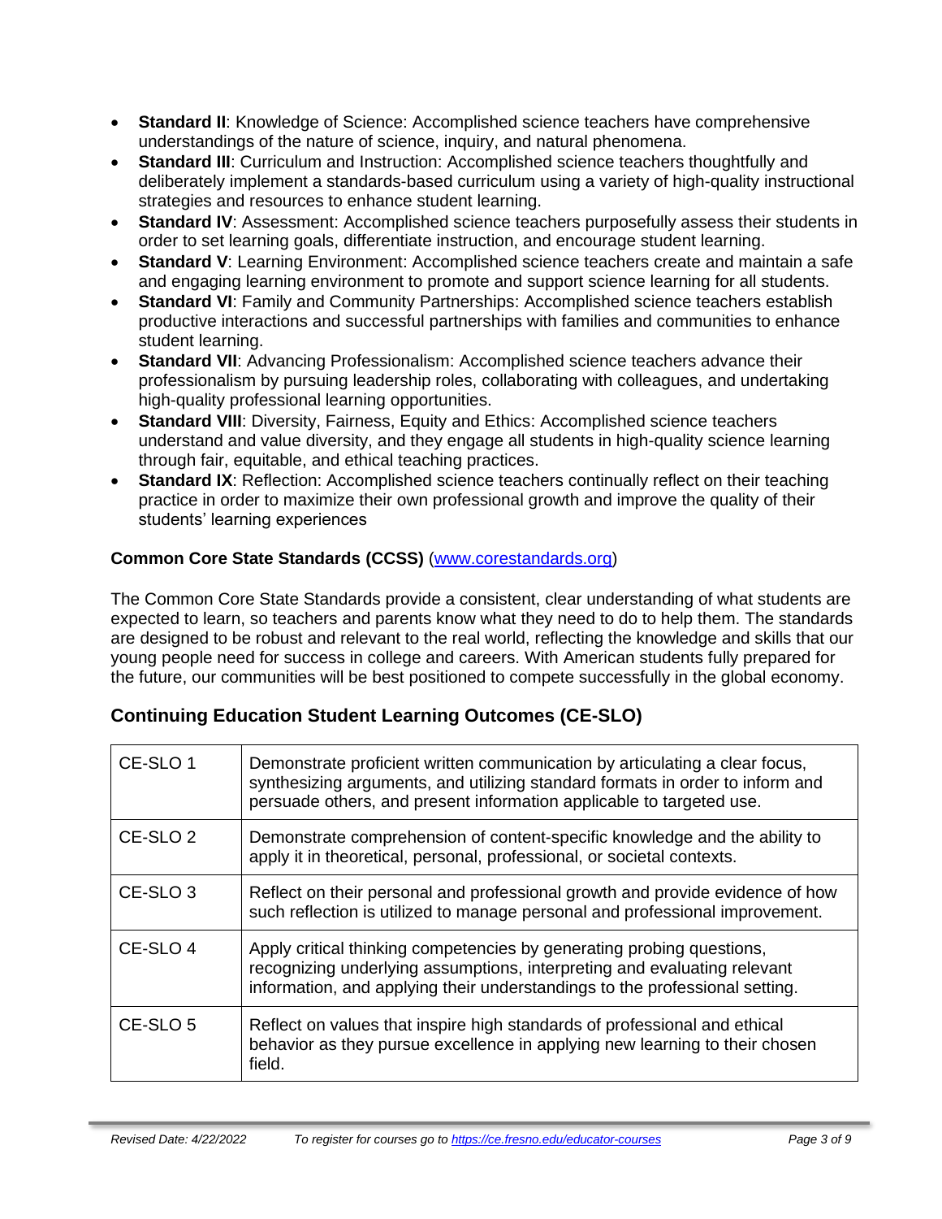- **Standard II**: Knowledge of Science: Accomplished science teachers have comprehensive understandings of the nature of science, inquiry, and natural phenomena.
- **Standard III**: Curriculum and Instruction: Accomplished science teachers thoughtfully and deliberately implement a standards-based curriculum using a variety of high-quality instructional strategies and resources to enhance student learning.
- **Standard IV**: Assessment: Accomplished science teachers purposefully assess their students in order to set learning goals, differentiate instruction, and encourage student learning.
- **Standard V**: Learning Environment: Accomplished science teachers create and maintain a safe and engaging learning environment to promote and support science learning for all students.
- **Standard VI**: Family and Community Partnerships: Accomplished science teachers establish productive interactions and successful partnerships with families and communities to enhance student learning.
- **Standard VII**: Advancing Professionalism: Accomplished science teachers advance their professionalism by pursuing leadership roles, collaborating with colleagues, and undertaking high-quality professional learning opportunities.
- **Standard VIII**: Diversity, Fairness, Equity and Ethics: Accomplished science teachers understand and value diversity, and they engage all students in high-quality science learning through fair, equitable, and ethical teaching practices.
- **Standard IX**: Reflection: Accomplished science teachers continually reflect on their teaching practice in order to maximize their own professional growth and improve the quality of their students' learning experiences

**Common Core State Standards (CCSS)** ([www.corestandards.org](http://www.corestandards.org))

The Common Core State Standards provide a consistent, clear understanding of what students are expected to learn, so teachers and parents know what they need to do to help them. The standards are designed to be robust and relevant to the real world, reflecting the knowledge and skills that our young people need for success in college and careers. With American students fully prepared for the future, our communities will be best positioned to compete successfully in the global economy.

## Continuing Education Student Learning Outcomes (CE-SLO)

| | |
|---|---|
| CE-SLO 1 | Demonstrate proficient written communication by articulating a clear focus, synthesizing arguments, and utilizing standard formats in order to inform and persuade others, and present information applicable to targeted use. |
| CE-SLO 2 | Demonstrate comprehension of content-specific knowledge and the ability to apply it in theoretical, personal, professional, or societal contexts. |
| CE-SLO 3 | Reflect on their personal and professional growth and provide evidence of how such reflection is utilized to manage personal and professional improvement. |
| CE-SLO 4 | Apply critical thinking competencies by generating probing questions, recognizing underlying assumptions, interpreting and evaluating relevant information, and applying their understandings to the professional setting. |
| CE-SLO 5 | Reflect on values that inspire high standards of professional and ethical behavior as they pursue excellence in applying new learning to their chosen field. |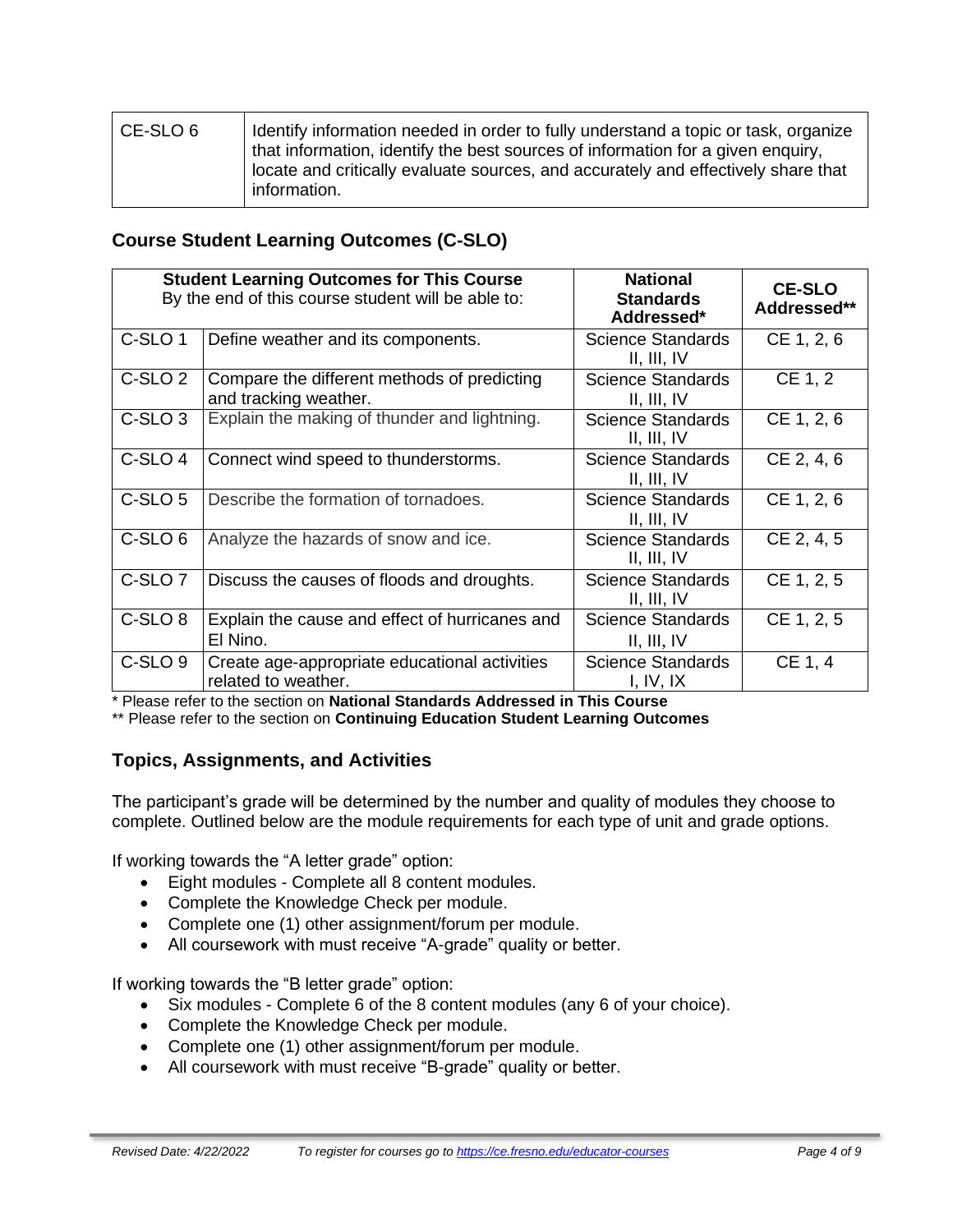| CE-SLO 6 | Identify information needed in order to fully understand a topic or task, organize that information, identify the best sources of information for a given enquiry, locate and critically evaluate sources, and accurately and effectively share that information. |
|---|---|

## Course Student Learning Outcomes (C-SLO)

| **Student Learning Outcomes for This Course** By the end of this course student will be able to: | | **National Standards Addressed*** | **CE-SLO Addressed**** |
|---|---|---|---|
| C-SLO 1 | Define weather and its components. | Science Standards II, III, IV | CE 1, 2, 6 |
| C-SLO 2 | Compare the different methods of predicting and tracking weather. | Science Standards II, III, IV | CE 1, 2 |
| C-SLO 3 | Explain the making of thunder and lightning. | Science Standards II, III, IV | CE 1, 2, 6 |
| C-SLO 4 | Connect wind speed to thunderstorms. | Science Standards II, III, IV | CE 2, 4, 6 |
| C-SLO 5 | Describe the formation of tornadoes. | Science Standards II, III, IV | CE 1, 2, 6 |
| C-SLO 6 | Analyze the hazards of snow and ice. | Science Standards II, III, IV | CE 2, 4, 5 |
| C-SLO 7 | Discuss the causes of floods and droughts. | Science Standards II, III, IV | CE 1, 2, 5 |
| C-SLO 8 | Explain the cause and effect of hurricanes and El Nino. | Science Standards II, III, IV | CE 1, 2, 5 |
| C-SLO 9 | Create age-appropriate educational activities related to weather. | Science Standards I, IV, IX | CE 1, 4 |

* Please refer to the section on **National Standards Addressed in This Course**

** Please refer to the section on **Continuing Education Student Learning Outcomes**

## Topics, Assignments, and Activities

The participant's grade will be determined by the number and quality of modules they choose to complete. Outlined below are the module requirements for each type of unit and grade options.

If working towards the "A letter grade" option:

- Eight modules - Complete all 8 content modules.
- Complete the Knowledge Check per module.
- Complete one (1) other assignment/forum per module.
- All coursework with must receive "A-grade" quality or better.

If working towards the "B letter grade" option:

- Six modules - Complete 6 of the 8 content modules (any 6 of your choice).
- Complete the Knowledge Check per module.
- Complete one (1) other assignment/forum per module.
- All coursework with must receive "B-grade" quality or better.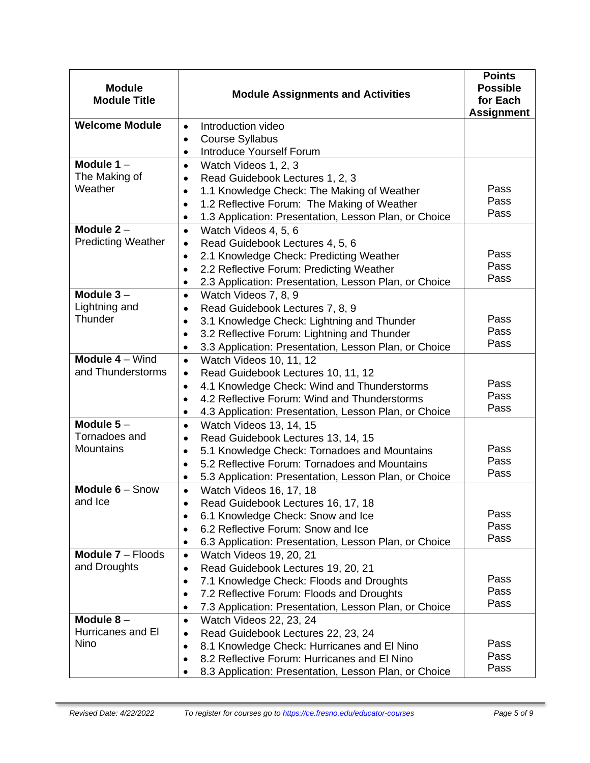| Module<br>Module Title | Module Assignments and Activities | Points Possible for Each Assignment |
|---|---|---|
| **Welcome Module** | • Introduction video<br>• Course Syllabus<br>• Introduce Yourself Forum | |
| **Module 1** – The Making of Weather | • Watch Videos 1, 2, 3<br>• Read Guidebook Lectures 1, 2, 3<br>• 1.1 Knowledge Check: The Making of Weather<br>• 1.2 Reflective Forum: The Making of Weather<br>• 1.3 Application: Presentation, Lesson Plan, or Choice | Pass<br>Pass<br>Pass |
| **Module 2** – Predicting Weather | • Watch Videos 4, 5, 6<br>• Read Guidebook Lectures 4, 5, 6<br>• 2.1 Knowledge Check: Predicting Weather<br>• 2.2 Reflective Forum: Predicting Weather<br>• 2.3 Application: Presentation, Lesson Plan, or Choice | Pass<br>Pass<br>Pass |
| **Module 3** – Lightning and Thunder | • Watch Videos 7, 8, 9<br>• Read Guidebook Lectures 7, 8, 9<br>• 3.1 Knowledge Check: Lightning and Thunder<br>• 3.2 Reflective Forum: Lightning and Thunder<br>• 3.3 Application: Presentation, Lesson Plan, or Choice | Pass<br>Pass<br>Pass |
| **Module 4** – Wind and Thunderstorms | • Watch Videos 10, 11, 12<br>• Read Guidebook Lectures 10, 11, 12<br>• 4.1 Knowledge Check: Wind and Thunderstorms<br>• 4.2 Reflective Forum: Wind and Thunderstorms<br>• 4.3 Application: Presentation, Lesson Plan, or Choice | Pass<br>Pass<br>Pass |
| **Module 5** – Tornadoes and Mountains | • Watch Videos 13, 14, 15<br>• Read Guidebook Lectures 13, 14, 15<br>• 5.1 Knowledge Check: Tornadoes and Mountains<br>• 5.2 Reflective Forum: Tornadoes and Mountains<br>• 5.3 Application: Presentation, Lesson Plan, or Choice | Pass<br>Pass<br>Pass |
| **Module 6** – Snow and Ice | • Watch Videos 16, 17, 18<br>• Read Guidebook Lectures 16, 17, 18<br>• 6.1 Knowledge Check: Snow and Ice<br>• 6.2 Reflective Forum: Snow and Ice<br>• 6.3 Application: Presentation, Lesson Plan, or Choice | Pass<br>Pass<br>Pass |
| **Module 7** – Floods and Droughts | • Watch Videos 19, 20, 21<br>• Read Guidebook Lectures 19, 20, 21<br>• 7.1 Knowledge Check: Floods and Droughts<br>• 7.2 Reflective Forum: Floods and Droughts<br>• 7.3 Application: Presentation, Lesson Plan, or Choice | Pass<br>Pass<br>Pass |
| **Module 8** – Hurricanes and El Nino | • Watch Videos 22, 23, 24<br>• Read Guidebook Lectures 22, 23, 24<br>• 8.1 Knowledge Check: Hurricanes and El Nino<br>• 8.2 Reflective Forum: Hurricanes and El Nino<br>• 8.3 Application: Presentation, Lesson Plan, or Choice | Pass<br>Pass<br>Pass |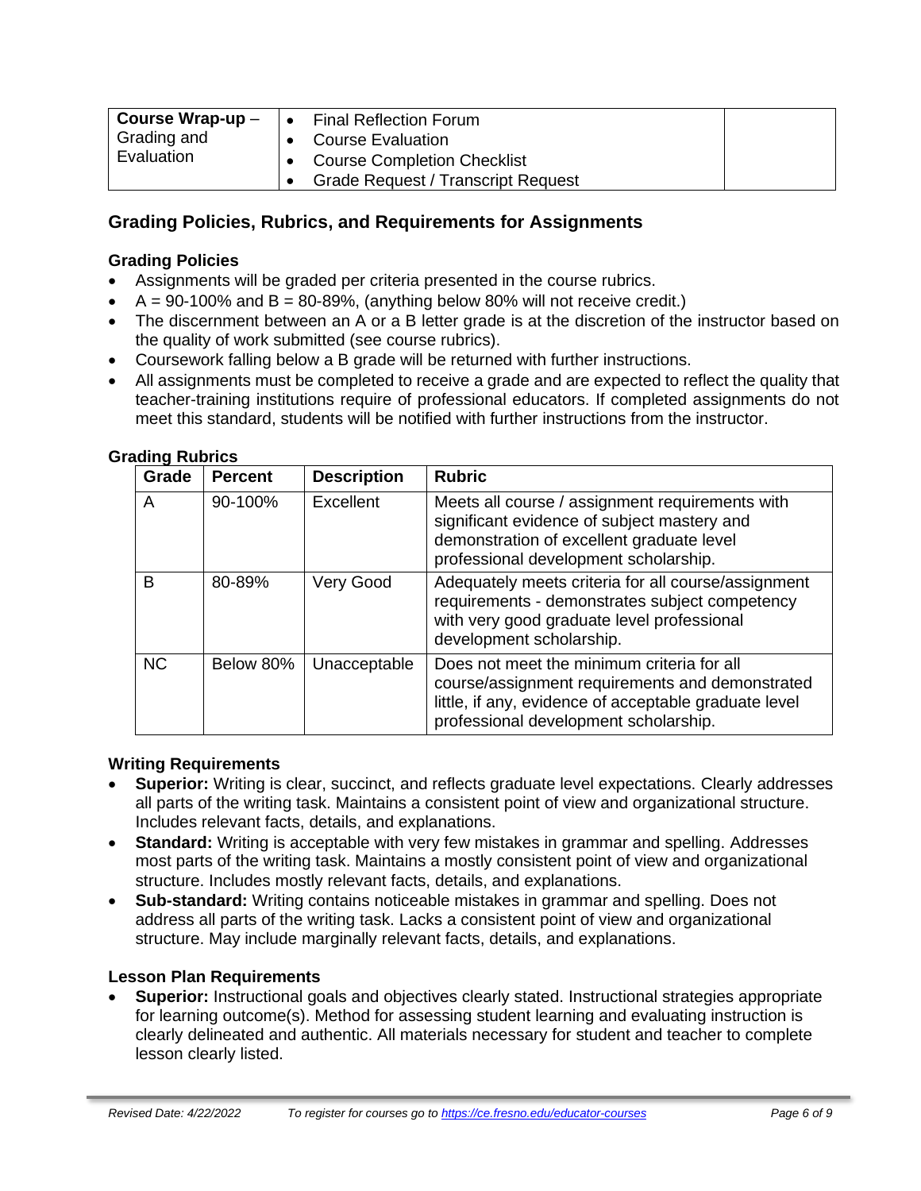| **Course Wrap-up** – Grading and Evaluation | <ul><li>Final Reflection Forum</li><li>Course Evaluation</li><li>Course Completion Checklist</li><li>Grade Request / Transcript Request</li></ul> | |
|---|---|---|

## Grading Policies, Rubrics, and Requirements for Assignments

### Grading Policies

- Assignments will be graded per criteria presented in the course rubrics.
- A = 90-100% and B = 80-89%, (anything below 80% will not receive credit.)
- The discernment between an A or a B letter grade is at the discretion of the instructor based on the quality of work submitted (see course rubrics).
- Coursework falling below a B grade will be returned with further instructions.
- All assignments must be completed to receive a grade and are expected to reflect the quality that teacher-training institutions require of professional educators. If completed assignments do not meet this standard, students will be notified with further instructions from the instructor.

### Grading Rubrics

| Grade | Percent | Description | Rubric |
|---|---|---|---|
| A | 90-100% | Excellent | Meets all course / assignment requirements with significant evidence of subject mastery and demonstration of excellent graduate level professional development scholarship. |
| B | 80-89% | Very Good | Adequately meets criteria for all course/assignment requirements - demonstrates subject competency with very good graduate level professional development scholarship. |
| NC | Below 80% | Unacceptable | Does not meet the minimum criteria for all course/assignment requirements and demonstrated little, if any, evidence of acceptable graduate level professional development scholarship. |

### Writing Requirements

- **Superior:** Writing is clear, succinct, and reflects graduate level expectations. Clearly addresses all parts of the writing task. Maintains a consistent point of view and organizational structure. Includes relevant facts, details, and explanations.
- **Standard:** Writing is acceptable with very few mistakes in grammar and spelling. Addresses most parts of the writing task. Maintains a mostly consistent point of view and organizational structure. Includes mostly relevant facts, details, and explanations.
- **Sub-standard:** Writing contains noticeable mistakes in grammar and spelling. Does not address all parts of the writing task. Lacks a consistent point of view and organizational structure. May include marginally relevant facts, details, and explanations.

### Lesson Plan Requirements

- **Superior:** Instructional goals and objectives clearly stated. Instructional strategies appropriate for learning outcome(s). Method for assessing student learning and evaluating instruction is clearly delineated and authentic. All materials necessary for student and teacher to complete lesson clearly listed.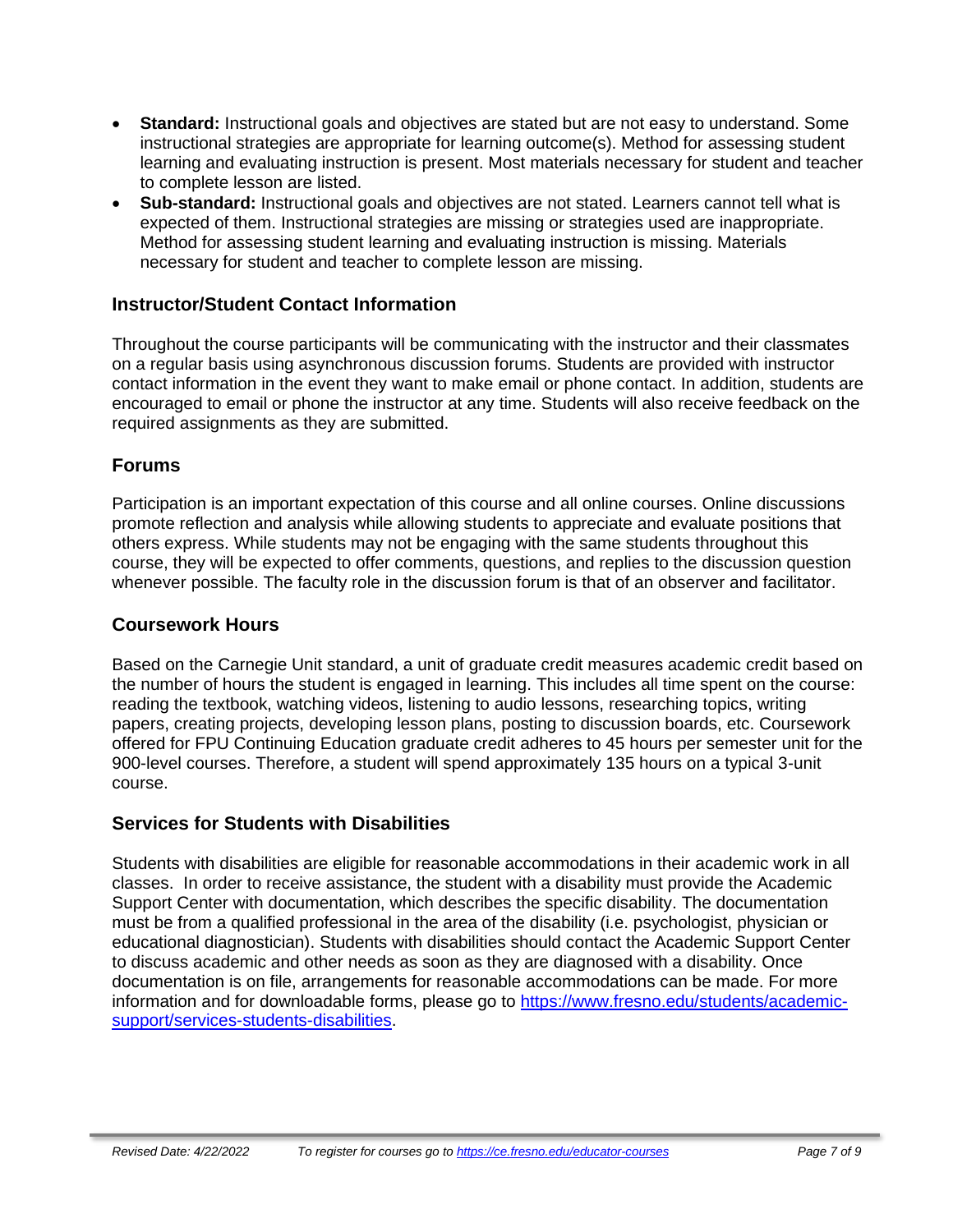- **Standard:** Instructional goals and objectives are stated but are not easy to understand. Some instructional strategies are appropriate for learning outcome(s). Method for assessing student learning and evaluating instruction is present. Most materials necessary for student and teacher to complete lesson are listed.
- **Sub-standard:** Instructional goals and objectives are not stated. Learners cannot tell what is expected of them. Instructional strategies are missing or strategies used are inappropriate. Method for assessing student learning and evaluating instruction is missing. Materials necessary for student and teacher to complete lesson are missing.

## Instructor/Student Contact Information

Throughout the course participants will be communicating with the instructor and their classmates on a regular basis using asynchronous discussion forums. Students are provided with instructor contact information in the event they want to make email or phone contact. In addition, students are encouraged to email or phone the instructor at any time. Students will also receive feedback on the required assignments as they are submitted.

## Forums

Participation is an important expectation of this course and all online courses. Online discussions promote reflection and analysis while allowing students to appreciate and evaluate positions that others express. While students may not be engaging with the same students throughout this course, they will be expected to offer comments, questions, and replies to the discussion question whenever possible. The faculty role in the discussion forum is that of an observer and facilitator.

## Coursework Hours

Based on the Carnegie Unit standard, a unit of graduate credit measures academic credit based on the number of hours the student is engaged in learning. This includes all time spent on the course: reading the textbook, watching videos, listening to audio lessons, researching topics, writing papers, creating projects, developing lesson plans, posting to discussion boards, etc. Coursework offered for FPU Continuing Education graduate credit adheres to 45 hours per semester unit for the 900-level courses. Therefore, a student will spend approximately 135 hours on a typical 3-unit course.

## Services for Students with Disabilities

Students with disabilities are eligible for reasonable accommodations in their academic work in all classes. In order to receive assistance, the student with a disability must provide the Academic Support Center with documentation, which describes the specific disability. The documentation must be from a qualified professional in the area of the disability (i.e. psychologist, physician or educational diagnostician). Students with disabilities should contact the Academic Support Center to discuss academic and other needs as soon as they are diagnosed with a disability. Once documentation is on file, arrangements for reasonable accommodations can be made. For more information and for downloadable forms, please go to https://www.fresno.edu/students/academic-support/services-students-disabilities.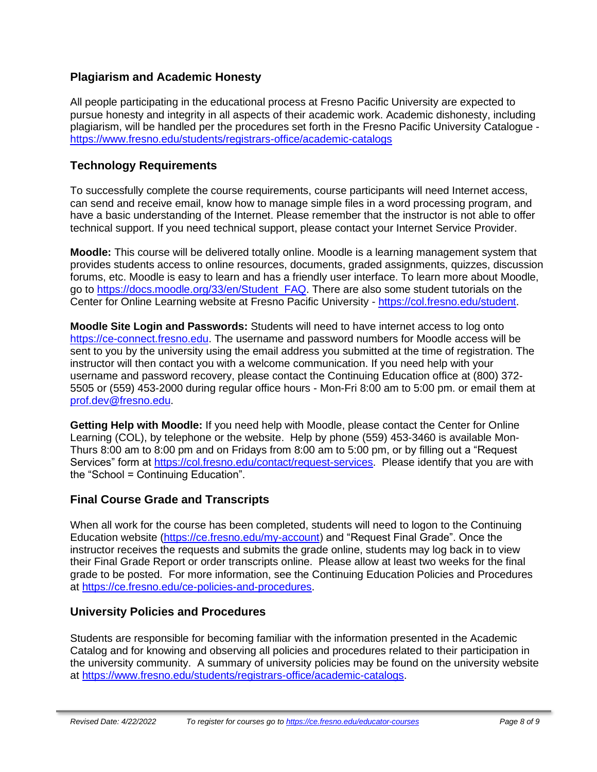## Plagiarism and Academic Honesty

All people participating in the educational process at Fresno Pacific University are expected to pursue honesty and integrity in all aspects of their academic work. Academic dishonesty, including plagiarism, will be handled per the procedures set forth in the Fresno Pacific University Catalogue - https://www.fresno.edu/students/registrars-office/academic-catalogs

## Technology Requirements

To successfully complete the course requirements, course participants will need Internet access, can send and receive email, know how to manage simple files in a word processing program, and have a basic understanding of the Internet. Please remember that the instructor is not able to offer technical support. If you need technical support, please contact your Internet Service Provider.

**Moodle:** This course will be delivered totally online. Moodle is a learning management system that provides students access to online resources, documents, graded assignments, quizzes, discussion forums, etc. Moodle is easy to learn and has a friendly user interface. To learn more about Moodle, go to https://docs.moodle.org/33/en/Student_FAQ. There are also some student tutorials on the Center for Online Learning website at Fresno Pacific University - https://col.fresno.edu/student.

**Moodle Site Login and Passwords:** Students will need to have internet access to log onto https://ce-connect.fresno.edu. The username and password numbers for Moodle access will be sent to you by the university using the email address you submitted at the time of registration. The instructor will then contact you with a welcome communication. If you need help with your username and password recovery, please contact the Continuing Education office at (800) 372-5505 or (559) 453-2000 during regular office hours - Mon-Fri 8:00 am to 5:00 pm. or email them at prof.dev@fresno.edu.

**Getting Help with Moodle:** If you need help with Moodle, please contact the Center for Online Learning (COL), by telephone or the website. Help by phone (559) 453-3460 is available Mon-Thurs 8:00 am to 8:00 pm and on Fridays from 8:00 am to 5:00 pm, or by filling out a "Request Services" form at https://col.fresno.edu/contact/request-services. Please identify that you are with the "School = Continuing Education".

## Final Course Grade and Transcripts

When all work for the course has been completed, students will need to logon to the Continuing Education website (https://ce.fresno.edu/my-account) and "Request Final Grade". Once the instructor receives the requests and submits the grade online, students may log back in to view their Final Grade Report or order transcripts online. Please allow at least two weeks for the final grade to be posted. For more information, see the Continuing Education Policies and Procedures at https://ce.fresno.edu/ce-policies-and-procedures.

## University Policies and Procedures

Students are responsible for becoming familiar with the information presented in the Academic Catalog and for knowing and observing all policies and procedures related to their participation in the university community. A summary of university policies may be found on the university website at https://www.fresno.edu/students/registrars-office/academic-catalogs.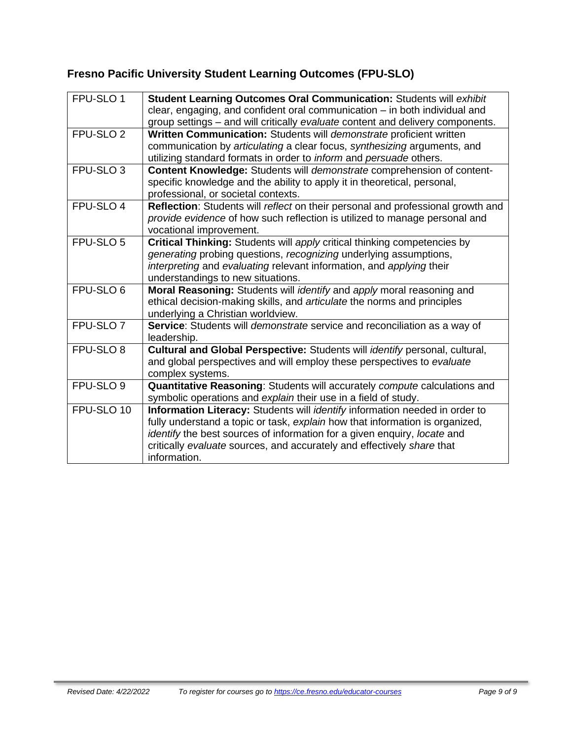## Fresno Pacific University Student Learning Outcomes (FPU-SLO)

| | |
|---|---|
| FPU-SLO 1 | **Student Learning Outcomes Oral Communication:** Students will *exhibit* clear, engaging, and confident oral communication – in both individual and group settings – and will critically *evaluate* content and delivery components. |
| FPU-SLO 2 | **Written Communication:** Students will *demonstrate* proficient written communication by *articulating* a clear focus, *synthesizing* arguments, and utilizing standard formats in order to *inform* and *persuade* others. |
| FPU-SLO 3 | **Content Knowledge:** Students will *demonstrate* comprehension of content-specific knowledge and the ability to apply it in theoretical, personal, professional, or societal contexts. |
| FPU-SLO 4 | **Reflection**: Students will *reflect* on their personal and professional growth and *provide evidence* of how such reflection is utilized to manage personal and vocational improvement. |
| FPU-SLO 5 | **Critical Thinking:** Students will *apply* critical thinking competencies by *generating* probing questions, *recognizing* underlying assumptions, *interpreting* and *evaluating* relevant information, and *applying* their understandings to new situations. |
| FPU-SLO 6 | **Moral Reasoning:** Students will *identify* and *apply* moral reasoning and ethical decision-making skills, and *articulate* the norms and principles underlying a Christian worldview. |
| FPU-SLO 7 | **Service**: Students will *demonstrate* service and reconciliation as a way of leadership. |
| FPU-SLO 8 | **Cultural and Global Perspective:** Students will *identify* personal, cultural, and global perspectives and will employ these perspectives to *evaluate* complex systems. |
| FPU-SLO 9 | **Quantitative Reasoning**: Students will accurately *compute* calculations and symbolic operations and *explain* their use in a field of study. |
| FPU-SLO 10 | **Information Literacy:** Students will *identify* information needed in order to fully understand a topic or task, *explain* how that information is organized, *identify* the best sources of information for a given enquiry, *locate* and critically *evaluate* sources, and accurately and effectively *share* that information. |